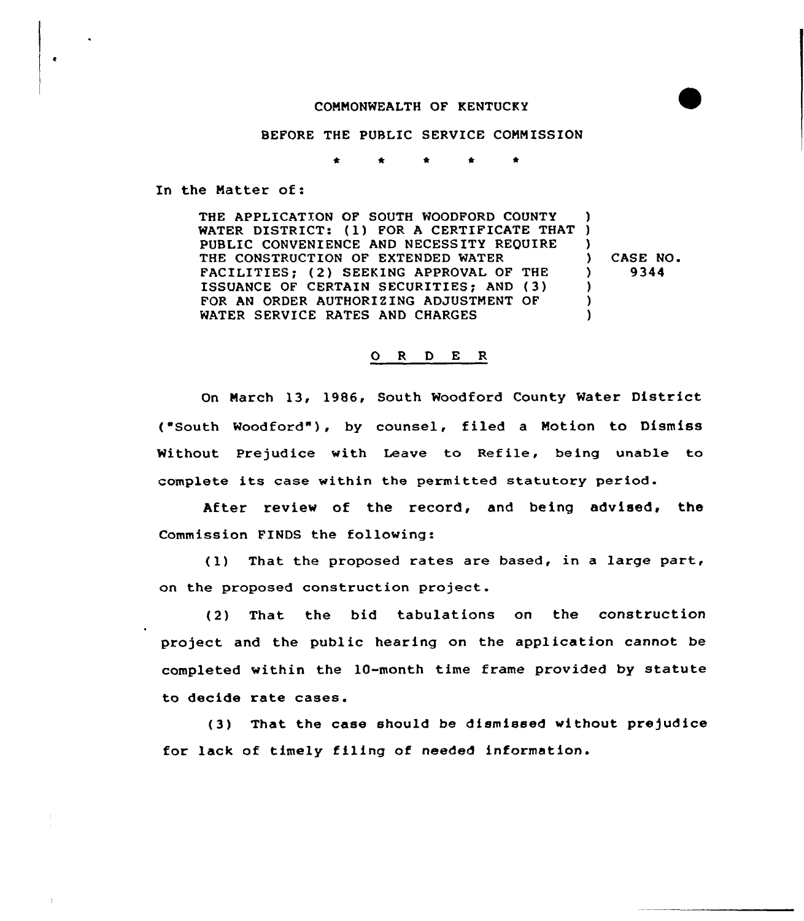COMMONWEALTH OF KENTUCKY

BEFORE THE PUBLIC SERVICE COMMISSION

\* \* \* \* \*

In the Matter of:

| | |
|---|---|
| THE APPLICATION OF SOUTH WOODFORD COUNTY WATER DISTRICT: (1) FOR A CERTIFICATE THAT PUBLIC CONVENIENCE AND NECESSITY REQUIRE THE CONSTRUCTION OF EXTENDED WATER FACILITIES; (2) SEEKING APPROVAL OF THE ISSUANCE OF CERTAIN SECURITIES; AND (3) FOR AN ORDER AUTHORIZING ADJUSTMENT OF WATER SERVICE RATES AND CHARGES | CASE NO. 9344 |

## O R D E R

On March 13, 1986, South Woodford County Water District ("South Woodford"), by counsel, filed a Motion to Dismiss Without Prejudice with Leave to Refile, being unable to complete its case within the permitted statutory period.

After review of the record, and being advised, the Commission FINDS the following:

(1) That the proposed rates are based, in a large part, on the proposed construction project.

(2) That the bid tabulations on the construction project and the public hearing on the application cannot be completed within the 10-month time frame provided by statute to decide rate cases.

(3) That the case should be dismissed without prejudice for lack of timely filing of needed information.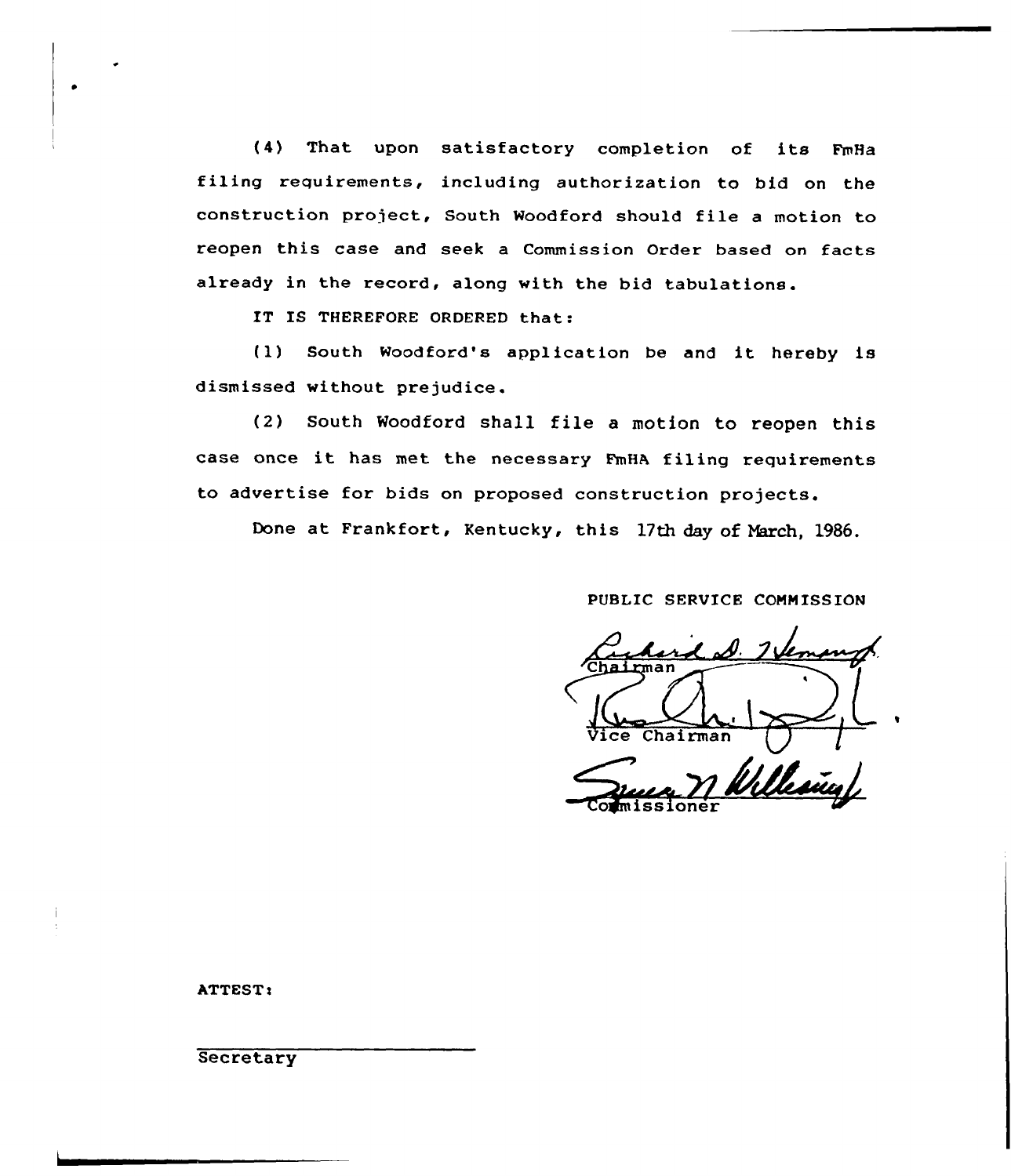(4) That upon satisfactory completion of its FmHa filing requirements, including authorization to bid on the construction project, South Woodford should file a motion to reopen this case and seek a Commission Order based on facts already in the record, along with the bid tabulations.

IT IS THEREFORE ORDERED that:

(1) South Woodford's application be and it hereby is dismissed without prejudice.

(2) South Woodford shall file a motion to reopen this case once it has met the necessary FmHA filing requirements to advertise for bids on proposed construction projects.

Done at Frankfort, Kentucky, this 17th day of March, 1986.

PUBLIC SERVICE COMMISSION

Chairman

Vice Chairman

Commissioner

ATTEST:

Secretary